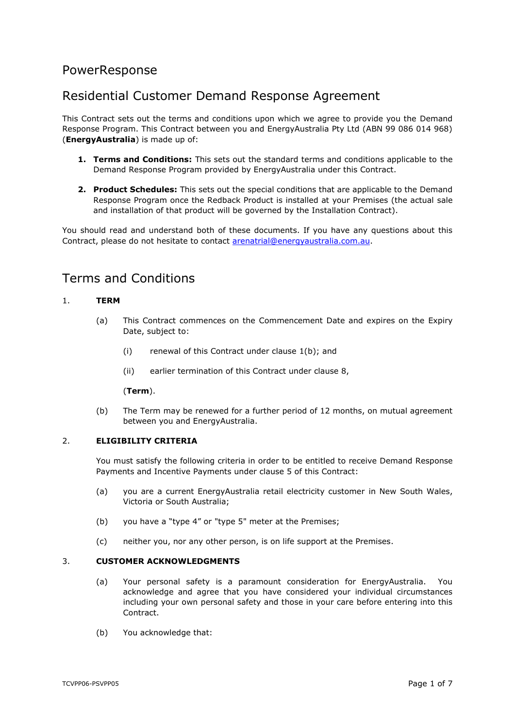# PowerResponse

# Residential Customer Demand Response Agreement

This Contract sets out the terms and conditions upon which we agree to provide you the Demand Response Program. This Contract between you and EnergyAustralia Pty Ltd (ABN 99 086 014 968) (**EnergyAustralia**) is made up of:

1. **Terms and Conditions:** This sets out the standard terms and conditions applicable to the Demand Response Program provided by EnergyAustralia under this Contract.
2. **Product Schedules:** This sets out the special conditions that are applicable to the Demand Response Program once the Redback Product is installed at your Premises (the actual sale and installation of that product will be governed by the Installation Contract).

You should read and understand both of these documents. If you have any questions about this Contract, please do not hesitate to contact arenatrial@energyaustralia.com.au.

# Terms and Conditions

1. **TERM**

   (a) This Contract commences on the Commencement Date and expires on the Expiry Date, subject to:

   (i) renewal of this Contract under clause 1(b); and

   (ii) earlier termination of this Contract under clause 8,

   (**Term**).

   (b) The Term may be renewed for a further period of 12 months, on mutual agreement between you and EnergyAustralia.

2. **ELIGIBILITY CRITERIA**

   You must satisfy the following criteria in order to be entitled to receive Demand Response Payments and Incentive Payments under clause 5 of this Contract:

   (a) you are a current EnergyAustralia retail electricity customer in New South Wales, Victoria or South Australia;

   (b) you have a "type 4" or "type 5" meter at the Premises;

   (c) neither you, nor any other person, is on life support at the Premises.

3. **CUSTOMER ACKNOWLEDGMENTS**

   (a) Your personal safety is a paramount consideration for EnergyAustralia. You acknowledge and agree that you have considered your individual circumstances including your own personal safety and those in your care before entering into this Contract.

   (b) You acknowledge that:

TCVPP06-PSVPP05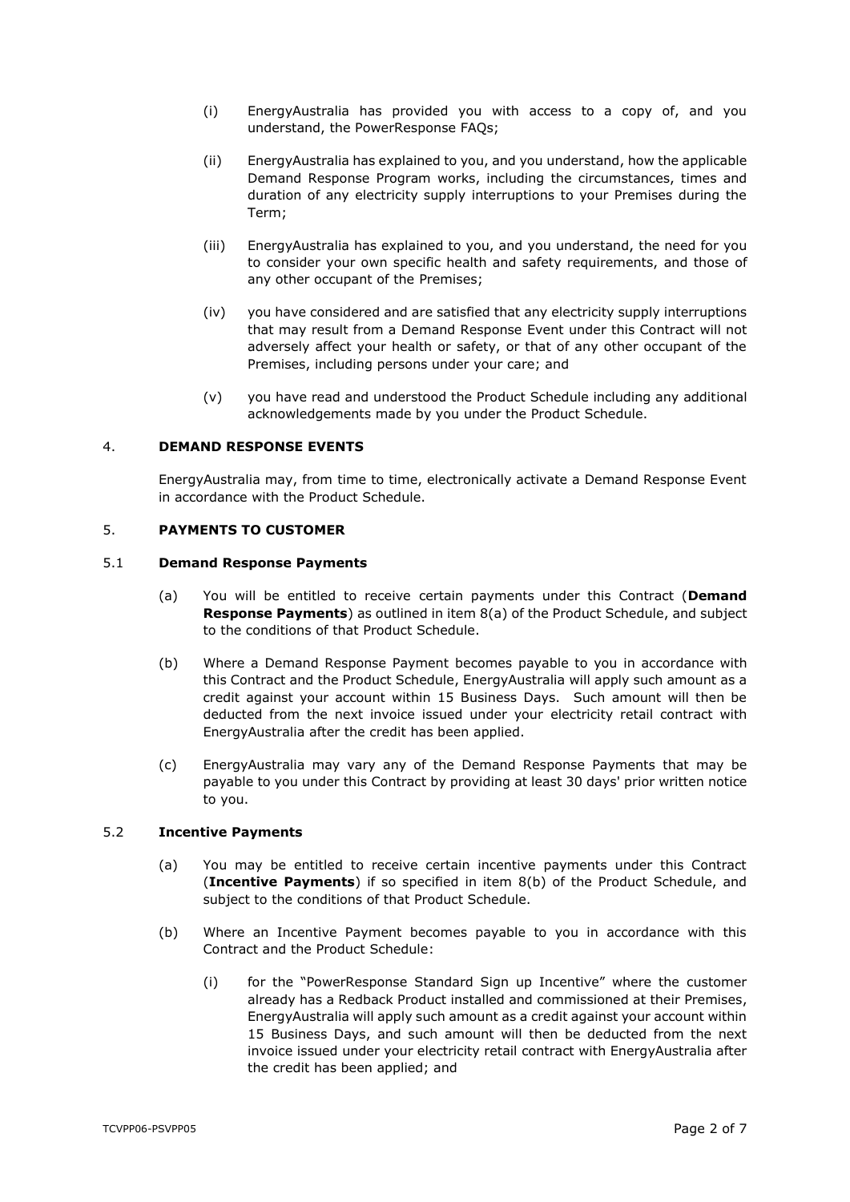(i) EnergyAustralia has provided you with access to a copy of, and you understand, the PowerResponse FAQs;

(ii) EnergyAustralia has explained to you, and you understand, how the applicable Demand Response Program works, including the circumstances, times and duration of any electricity supply interruptions to your Premises during the Term;

(iii) EnergyAustralia has explained to you, and you understand, the need for you to consider your own specific health and safety requirements, and those of any other occupant of the Premises;

(iv) you have considered and are satisfied that any electricity supply interruptions that may result from a Demand Response Event under this Contract will not adversely affect your health or safety, or that of any other occupant of the Premises, including persons under your care; and

(v) you have read and understood the Product Schedule including any additional acknowledgements made by you under the Product Schedule.

## 4. DEMAND RESPONSE EVENTS

EnergyAustralia may, from time to time, electronically activate a Demand Response Event in accordance with the Product Schedule.

## 5. PAYMENTS TO CUSTOMER

### 5.1 Demand Response Payments

(a) You will be entitled to receive certain payments under this Contract (**Demand Response Payments**) as outlined in item 8(a) of the Product Schedule, and subject to the conditions of that Product Schedule.

(b) Where a Demand Response Payment becomes payable to you in accordance with this Contract and the Product Schedule, EnergyAustralia will apply such amount as a credit against your account within 15 Business Days. Such amount will then be deducted from the next invoice issued under your electricity retail contract with EnergyAustralia after the credit has been applied.

(c) EnergyAustralia may vary any of the Demand Response Payments that may be payable to you under this Contract by providing at least 30 days' prior written notice to you.

### 5.2 Incentive Payments

(a) You may be entitled to receive certain incentive payments under this Contract (**Incentive Payments**) if so specified in item 8(b) of the Product Schedule, and subject to the conditions of that Product Schedule.

(b) Where an Incentive Payment becomes payable to you in accordance with this Contract and the Product Schedule:

(i) for the "PowerResponse Standard Sign up Incentive" where the customer already has a Redback Product installed and commissioned at their Premises, EnergyAustralia will apply such amount as a credit against your account within 15 Business Days, and such amount will then be deducted from the next invoice issued under your electricity retail contract with EnergyAustralia after the credit has been applied; and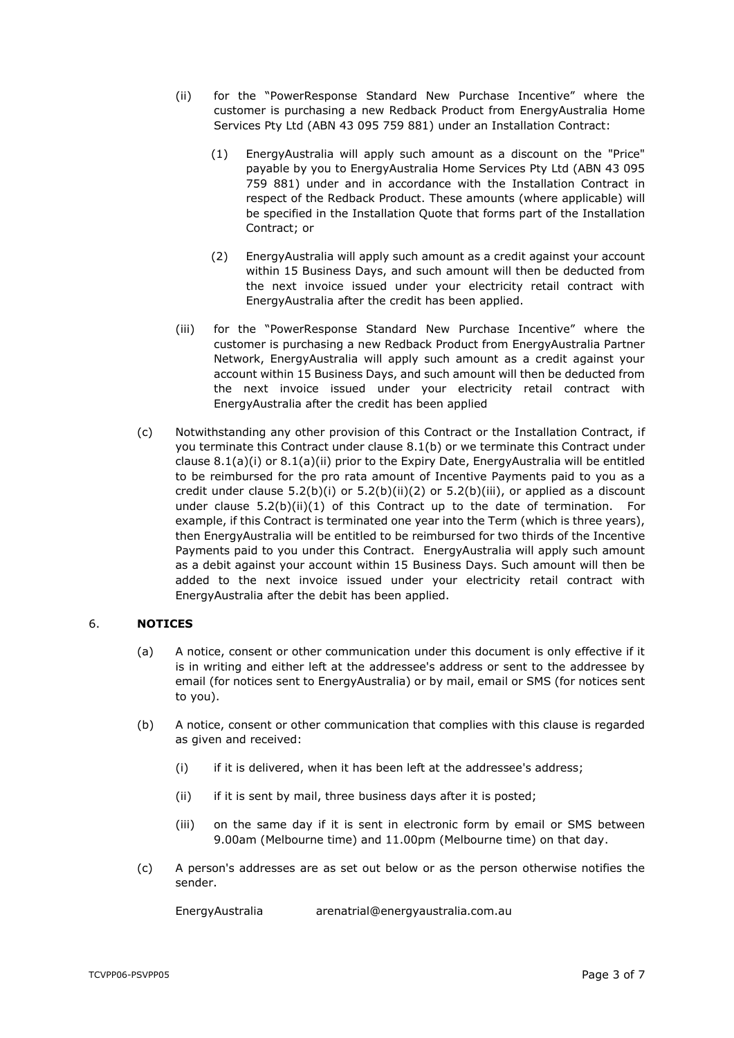(ii) for the "PowerResponse Standard New Purchase Incentive" where the customer is purchasing a new Redback Product from EnergyAustralia Home Services Pty Ltd (ABN 43 095 759 881) under an Installation Contract:

(1) EnergyAustralia will apply such amount as a discount on the "Price" payable by you to EnergyAustralia Home Services Pty Ltd (ABN 43 095 759 881) under and in accordance with the Installation Contract in respect of the Redback Product. These amounts (where applicable) will be specified in the Installation Quote that forms part of the Installation Contract; or

(2) EnergyAustralia will apply such amount as a credit against your account within 15 Business Days, and such amount will then be deducted from the next invoice issued under your electricity retail contract with EnergyAustralia after the credit has been applied.

(iii) for the "PowerResponse Standard New Purchase Incentive" where the customer is purchasing a new Redback Product from EnergyAustralia Partner Network, EnergyAustralia will apply such amount as a credit against your account within 15 Business Days, and such amount will then be deducted from the next invoice issued under your electricity retail contract with EnergyAustralia after the credit has been applied

(c) Notwithstanding any other provision of this Contract or the Installation Contract, if you terminate this Contract under clause 8.1(b) or we terminate this Contract under clause 8.1(a)(i) or 8.1(a)(ii) prior to the Expiry Date, EnergyAustralia will be entitled to be reimbursed for the pro rata amount of Incentive Payments paid to you as a credit under clause 5.2(b)(i) or 5.2(b)(ii)(2) or 5.2(b)(iii), or applied as a discount under clause 5.2(b)(ii)(1) of this Contract up to the date of termination. For example, if this Contract is terminated one year into the Term (which is three years), then EnergyAustralia will be entitled to be reimbursed for two thirds of the Incentive Payments paid to you under this Contract. EnergyAustralia will apply such amount as a debit against your account within 15 Business Days. Such amount will then be added to the next invoice issued under your electricity retail contract with EnergyAustralia after the debit has been applied.

## 6. NOTICES

(a) A notice, consent or other communication under this document is only effective if it is in writing and either left at the addressee's address or sent to the addressee by email (for notices sent to EnergyAustralia) or by mail, email or SMS (for notices sent to you).

(b) A notice, consent or other communication that complies with this clause is regarded as given and received:

(i) if it is delivered, when it has been left at the addressee's address;

(ii) if it is sent by mail, three business days after it is posted;

(iii) on the same day if it is sent in electronic form by email or SMS between 9.00am (Melbourne time) and 11.00pm (Melbourne time) on that day.

(c) A person's addresses are as set out below or as the person otherwise notifies the sender.

EnergyAustralia arenatrial@energyaustralia.com.au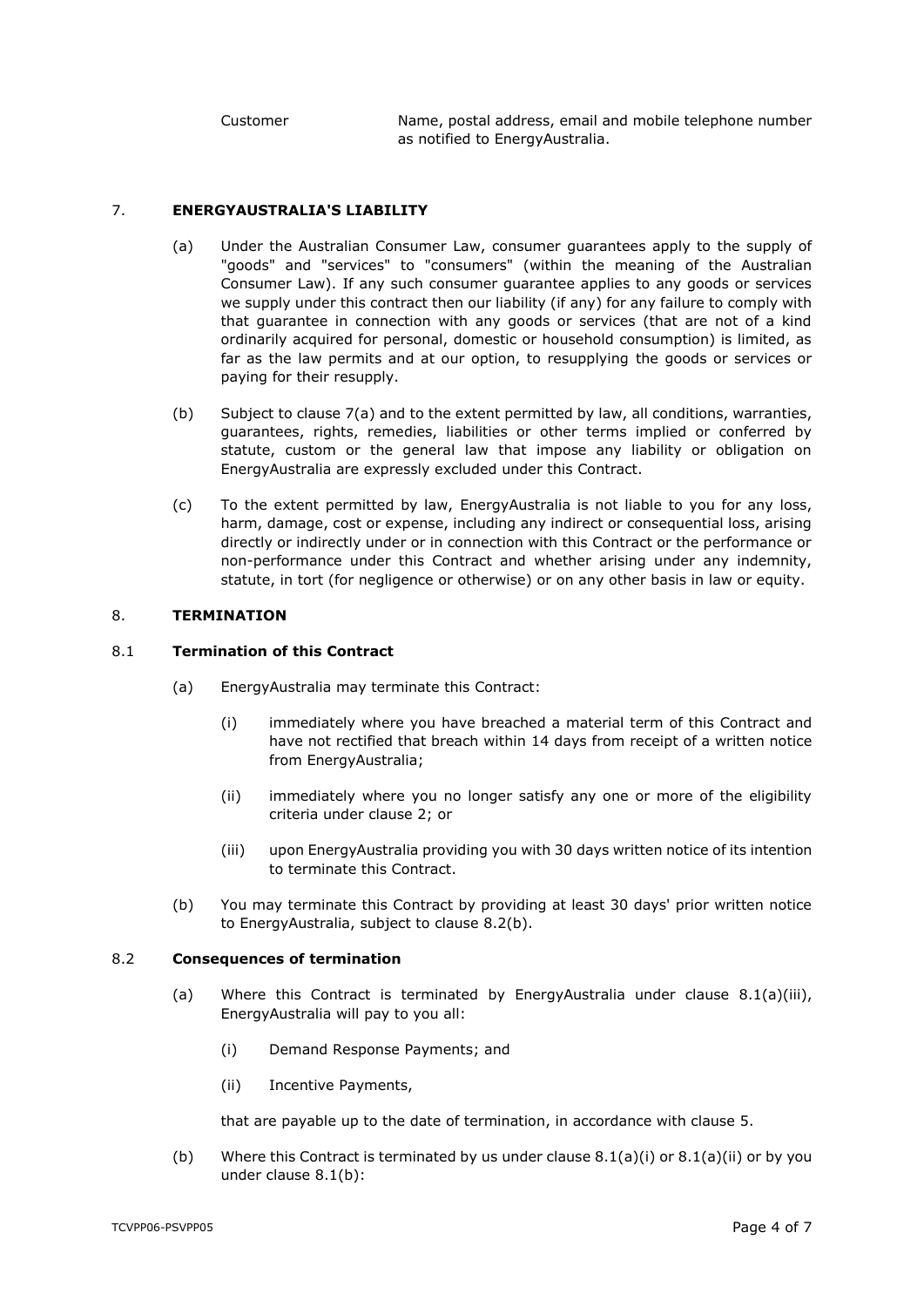| Customer | Name, postal address, email and mobile telephone number as notified to EnergyAustralia. |
|---|---|

## 7. ENERGYAUSTRALIA'S LIABILITY

(a) Under the Australian Consumer Law, consumer guarantees apply to the supply of "goods" and "services" to "consumers" (within the meaning of the Australian Consumer Law). If any such consumer guarantee applies to any goods or services we supply under this contract then our liability (if any) for any failure to comply with that guarantee in connection with any goods or services (that are not of a kind ordinarily acquired for personal, domestic or household consumption) is limited, as far as the law permits and at our option, to resupplying the goods or services or paying for their resupply.

(b) Subject to clause 7(a) and to the extent permitted by law, all conditions, warranties, guarantees, rights, remedies, liabilities or other terms implied or conferred by statute, custom or the general law that impose any liability or obligation on EnergyAustralia are expressly excluded under this Contract.

(c) To the extent permitted by law, EnergyAustralia is not liable to you for any loss, harm, damage, cost or expense, including any indirect or consequential loss, arising directly or indirectly under or in connection with this Contract or the performance or non-performance under this Contract and whether arising under any indemnity, statute, in tort (for negligence or otherwise) or on any other basis in law or equity.

## 8. TERMINATION

### 8.1 Termination of this Contract

(a) EnergyAustralia may terminate this Contract:

   (i) immediately where you have breached a material term of this Contract and have not rectified that breach within 14 days from receipt of a written notice from EnergyAustralia;

   (ii) immediately where you no longer satisfy any one or more of the eligibility criteria under clause 2; or

   (iii) upon EnergyAustralia providing you with 30 days written notice of its intention to terminate this Contract.

(b) You may terminate this Contract by providing at least 30 days' prior written notice to EnergyAustralia, subject to clause 8.2(b).

### 8.2 Consequences of termination

(a) Where this Contract is terminated by EnergyAustralia under clause 8.1(a)(iii), EnergyAustralia will pay to you all:

   (i) Demand Response Payments; and

   (ii) Incentive Payments,

that are payable up to the date of termination, in accordance with clause 5.

(b) Where this Contract is terminated by us under clause 8.1(a)(i) or 8.1(a)(ii) or by you under clause 8.1(b):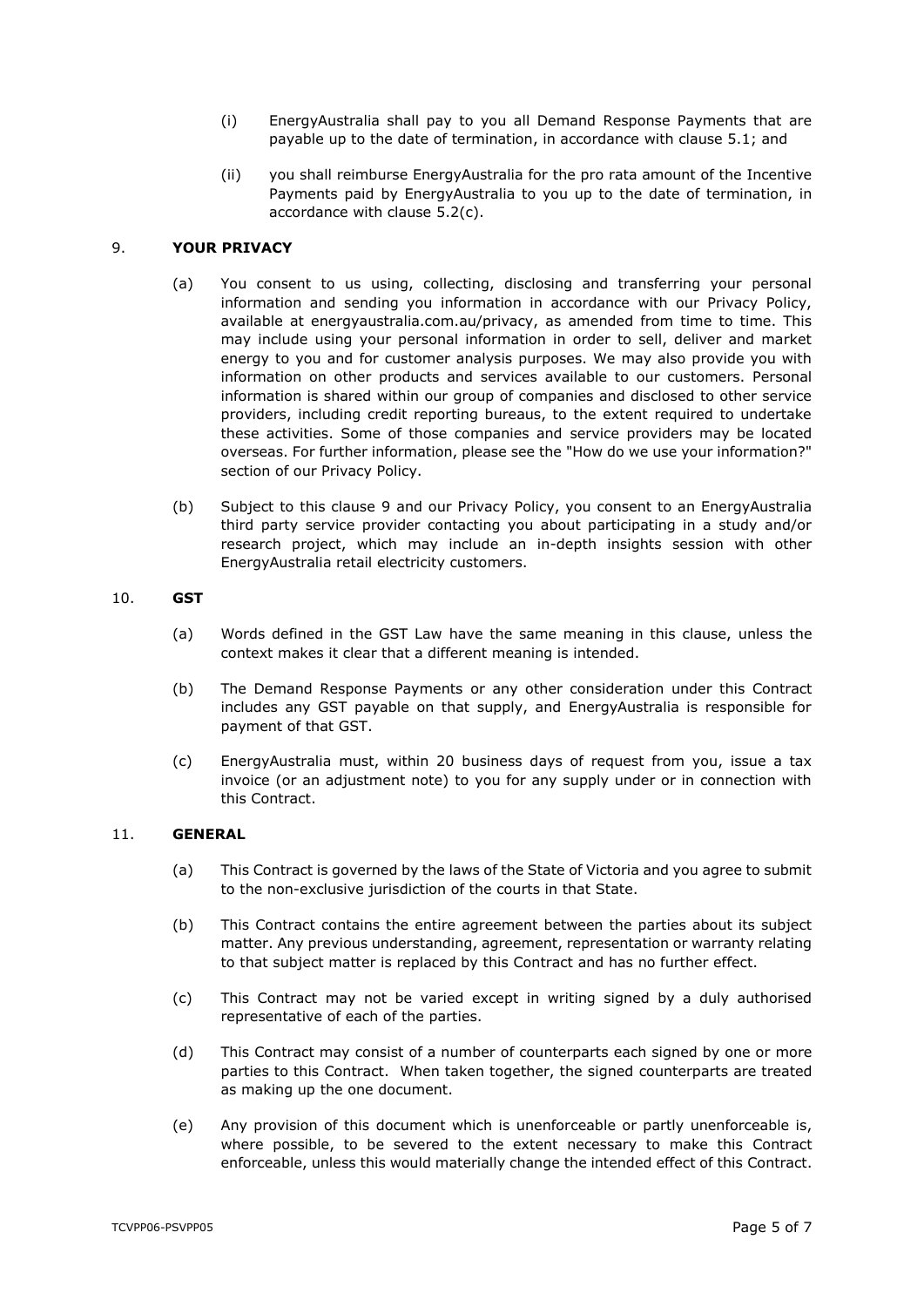(i) EnergyAustralia shall pay to you all Demand Response Payments that are payable up to the date of termination, in accordance with clause 5.1; and

(ii) you shall reimburse EnergyAustralia for the pro rata amount of the Incentive Payments paid by EnergyAustralia to you up to the date of termination, in accordance with clause 5.2(c).

## 9. YOUR PRIVACY

(a) You consent to us using, collecting, disclosing and transferring your personal information and sending you information in accordance with our Privacy Policy, available at energyaustralia.com.au/privacy, as amended from time to time. This may include using your personal information in order to sell, deliver and market energy to you and for customer analysis purposes. We may also provide you with information on other products and services available to our customers. Personal information is shared within our group of companies and disclosed to other service providers, including credit reporting bureaus, to the extent required to undertake these activities. Some of those companies and service providers may be located overseas. For further information, please see the "How do we use your information?" section of our Privacy Policy.

(b) Subject to this clause 9 and our Privacy Policy, you consent to an EnergyAustralia third party service provider contacting you about participating in a study and/or research project, which may include an in-depth insights session with other EnergyAustralia retail electricity customers.

## 10. GST

(a) Words defined in the GST Law have the same meaning in this clause, unless the context makes it clear that a different meaning is intended.

(b) The Demand Response Payments or any other consideration under this Contract includes any GST payable on that supply, and EnergyAustralia is responsible for payment of that GST.

(c) EnergyAustralia must, within 20 business days of request from you, issue a tax invoice (or an adjustment note) to you for any supply under or in connection with this Contract.

## 11. GENERAL

(a) This Contract is governed by the laws of the State of Victoria and you agree to submit to the non-exclusive jurisdiction of the courts in that State.

(b) This Contract contains the entire agreement between the parties about its subject matter. Any previous understanding, agreement, representation or warranty relating to that subject matter is replaced by this Contract and has no further effect.

(c) This Contract may not be varied except in writing signed by a duly authorised representative of each of the parties.

(d) This Contract may consist of a number of counterparts each signed by one or more parties to this Contract. When taken together, the signed counterparts are treated as making up the one document.

(e) Any provision of this document which is unenforceable or partly unenforceable is, where possible, to be severed to the extent necessary to make this Contract enforceable, unless this would materially change the intended effect of this Contract.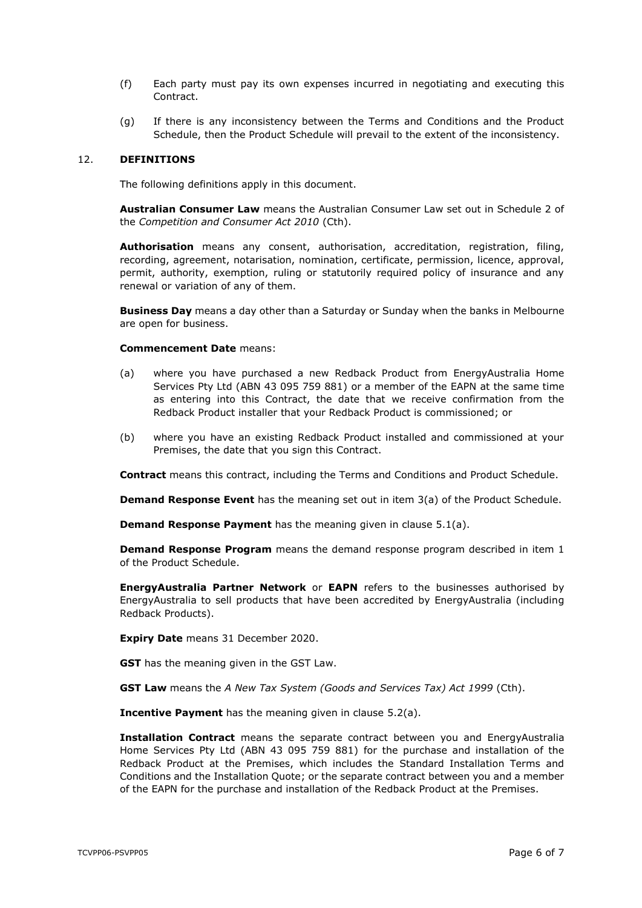(f) Each party must pay its own expenses incurred in negotiating and executing this Contract.

(g) If there is any inconsistency between the Terms and Conditions and the Product Schedule, then the Product Schedule will prevail to the extent of the inconsistency.

## 12. DEFINITIONS

The following definitions apply in this document.

**Australian Consumer Law** means the Australian Consumer Law set out in Schedule 2 of the *Competition and Consumer Act 2010* (Cth).

**Authorisation** means any consent, authorisation, accreditation, registration, filing, recording, agreement, notarisation, nomination, certificate, permission, licence, approval, permit, authority, exemption, ruling or statutorily required policy of insurance and any renewal or variation of any of them.

**Business Day** means a day other than a Saturday or Sunday when the banks in Melbourne are open for business.

**Commencement Date** means:

(a) where you have purchased a new Redback Product from EnergyAustralia Home Services Pty Ltd (ABN 43 095 759 881) or a member of the EAPN at the same time as entering into this Contract, the date that we receive confirmation from the Redback Product installer that your Redback Product is commissioned; or

(b) where you have an existing Redback Product installed and commissioned at your Premises, the date that you sign this Contract.

**Contract** means this contract, including the Terms and Conditions and Product Schedule.

**Demand Response Event** has the meaning set out in item 3(a) of the Product Schedule.

**Demand Response Payment** has the meaning given in clause 5.1(a).

**Demand Response Program** means the demand response program described in item 1 of the Product Schedule.

**EnergyAustralia Partner Network** or **EAPN** refers to the businesses authorised by EnergyAustralia to sell products that have been accredited by EnergyAustralia (including Redback Products).

**Expiry Date** means 31 December 2020.

**GST** has the meaning given in the GST Law.

**GST Law** means the *A New Tax System (Goods and Services Tax) Act 1999* (Cth).

**Incentive Payment** has the meaning given in clause 5.2(a).

**Installation Contract** means the separate contract between you and EnergyAustralia Home Services Pty Ltd (ABN 43 095 759 881) for the purchase and installation of the Redback Product at the Premises, which includes the Standard Installation Terms and Conditions and the Installation Quote; or the separate contract between you and a member of the EAPN for the purchase and installation of the Redback Product at the Premises.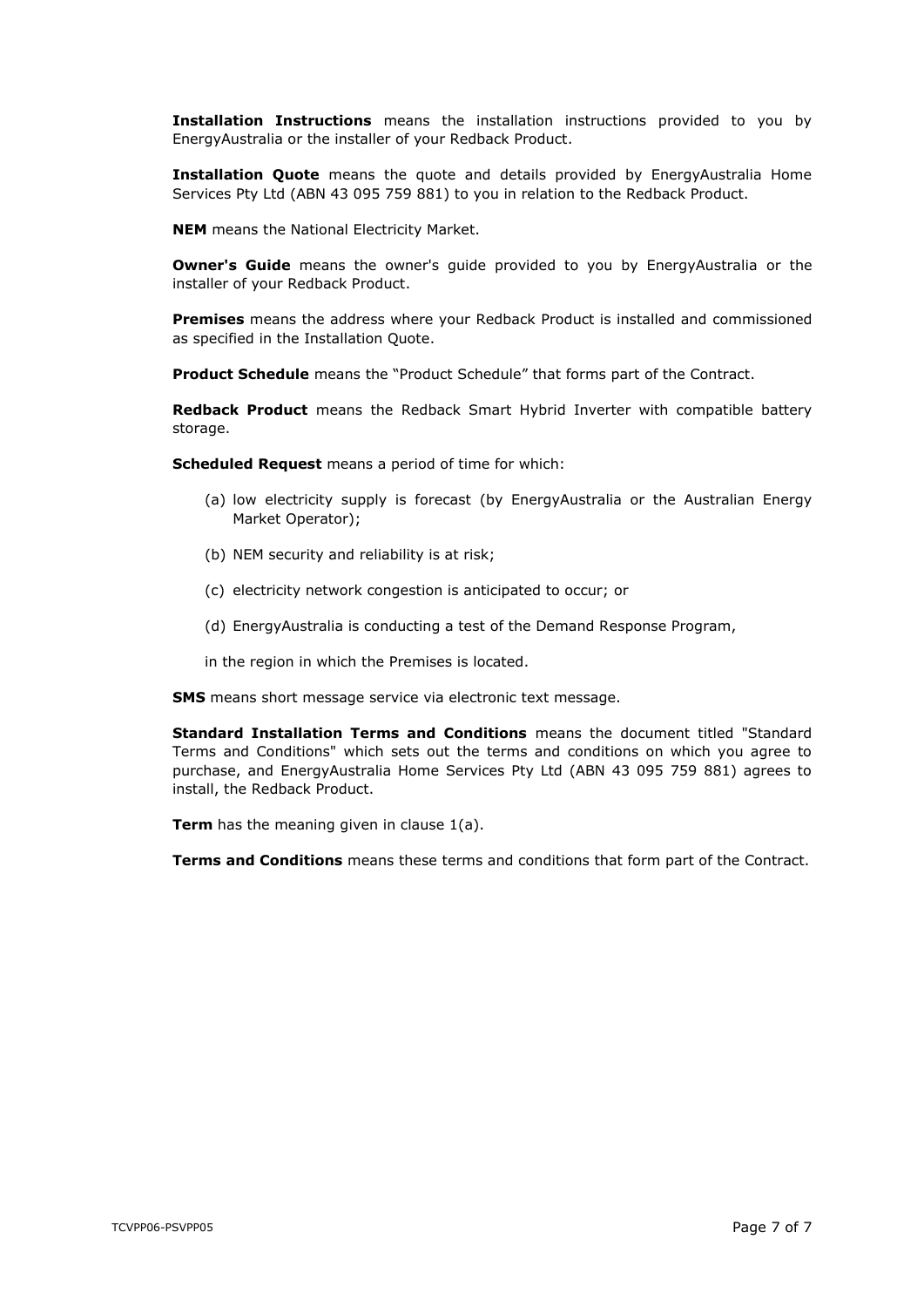**Installation Instructions** means the installation instructions provided to you by EnergyAustralia or the installer of your Redback Product.

**Installation Quote** means the quote and details provided by EnergyAustralia Home Services Pty Ltd (ABN 43 095 759 881) to you in relation to the Redback Product.

**NEM** means the National Electricity Market.

**Owner's Guide** means the owner's guide provided to you by EnergyAustralia or the installer of your Redback Product.

**Premises** means the address where your Redback Product is installed and commissioned as specified in the Installation Quote.

**Product Schedule** means the "Product Schedule" that forms part of the Contract.

**Redback Product** means the Redback Smart Hybrid Inverter with compatible battery storage.

**Scheduled Request** means a period of time for which:

(a) low electricity supply is forecast (by EnergyAustralia or the Australian Energy Market Operator);

(b) NEM security and reliability is at risk;

(c) electricity network congestion is anticipated to occur; or

(d) EnergyAustralia is conducting a test of the Demand Response Program,

in the region in which the Premises is located.

**SMS** means short message service via electronic text message.

**Standard Installation Terms and Conditions** means the document titled "Standard Terms and Conditions" which sets out the terms and conditions on which you agree to purchase, and EnergyAustralia Home Services Pty Ltd (ABN 43 095 759 881) agrees to install, the Redback Product.

**Term** has the meaning given in clause 1(a).

**Terms and Conditions** means these terms and conditions that form part of the Contract.

TCVPP06-PSVPP05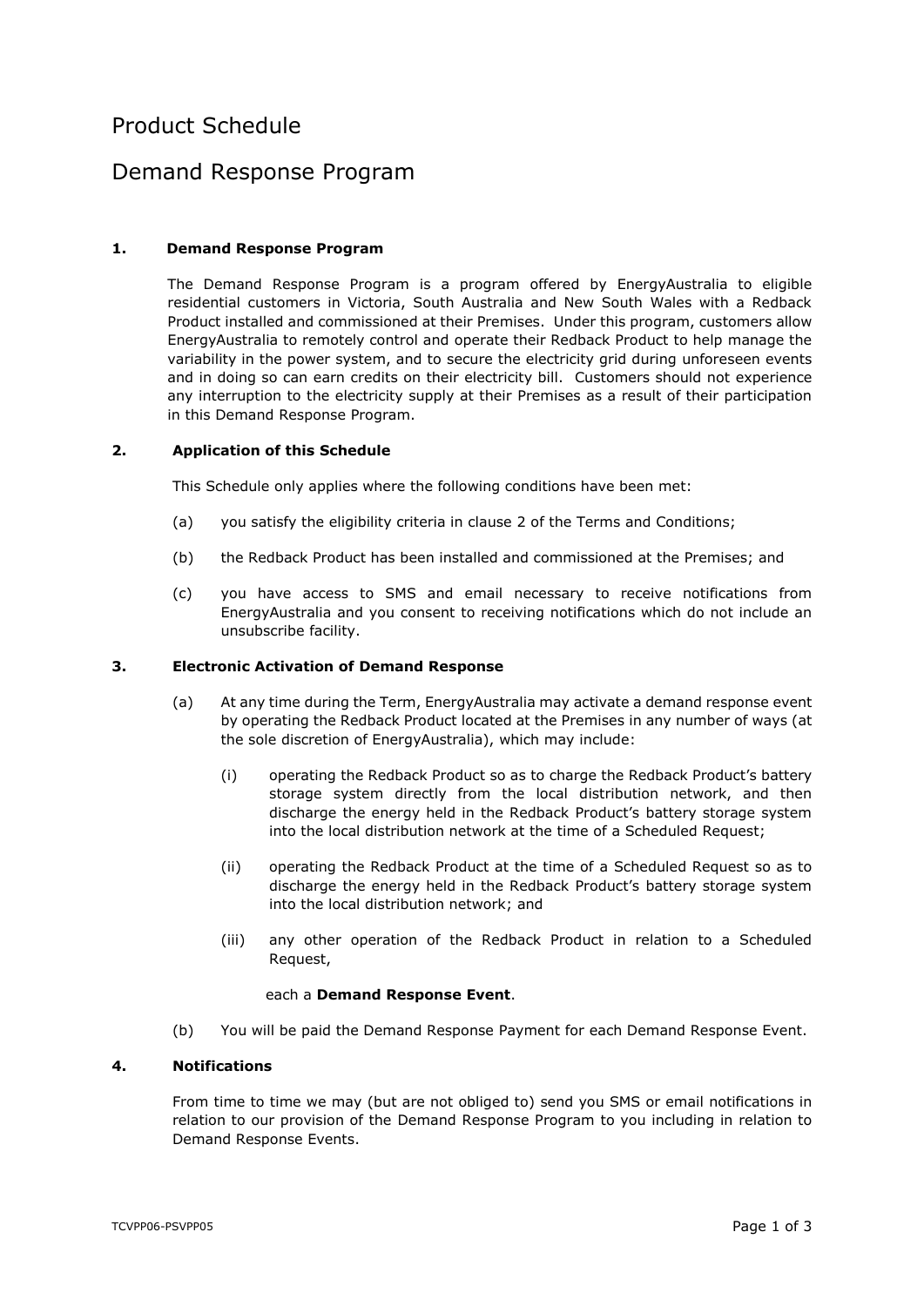# Product Schedule

# Demand Response Program

**1. Demand Response Program**

The Demand Response Program is a program offered by EnergyAustralia to eligible residential customers in Victoria, South Australia and New South Wales with a Redback Product installed and commissioned at their Premises. Under this program, customers allow EnergyAustralia to remotely control and operate their Redback Product to help manage the variability in the power system, and to secure the electricity grid during unforeseen events and in doing so can earn credits on their electricity bill. Customers should not experience any interruption to the electricity supply at their Premises as a result of their participation in this Demand Response Program.

**2. Application of this Schedule**

This Schedule only applies where the following conditions have been met:

(a) you satisfy the eligibility criteria in clause 2 of the Terms and Conditions;

(b) the Redback Product has been installed and commissioned at the Premises; and

(c) you have access to SMS and email necessary to receive notifications from EnergyAustralia and you consent to receiving notifications which do not include an unsubscribe facility.

**3. Electronic Activation of Demand Response**

(a) At any time during the Term, EnergyAustralia may activate a demand response event by operating the Redback Product located at the Premises in any number of ways (at the sole discretion of EnergyAustralia), which may include:

(i) operating the Redback Product so as to charge the Redback Product's battery storage system directly from the local distribution network, and then discharge the energy held in the Redback Product's battery storage system into the local distribution network at the time of a Scheduled Request;

(ii) operating the Redback Product at the time of a Scheduled Request so as to discharge the energy held in the Redback Product's battery storage system into the local distribution network; and

(iii) any other operation of the Redback Product in relation to a Scheduled Request,

each a **Demand Response Event**.

(b) You will be paid the Demand Response Payment for each Demand Response Event.

**4. Notifications**

From time to time we may (but are not obliged to) send you SMS or email notifications in relation to our provision of the Demand Response Program to you including in relation to Demand Response Events.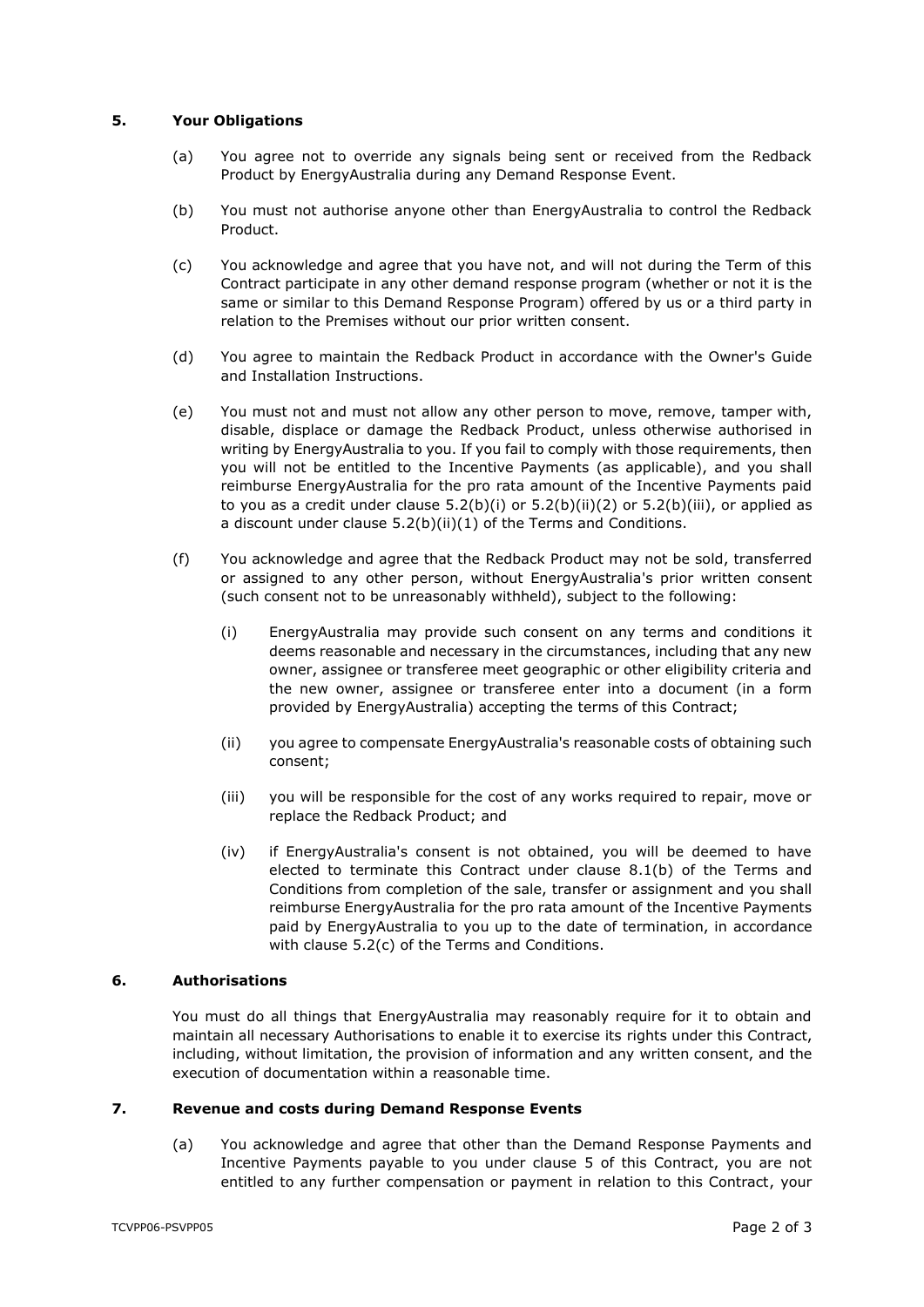## 5. Your Obligations

(a) You agree not to override any signals being sent or received from the Redback Product by EnergyAustralia during any Demand Response Event.

(b) You must not authorise anyone other than EnergyAustralia to control the Redback Product.

(c) You acknowledge and agree that you have not, and will not during the Term of this Contract participate in any other demand response program (whether or not it is the same or similar to this Demand Response Program) offered by us or a third party in relation to the Premises without our prior written consent.

(d) You agree to maintain the Redback Product in accordance with the Owner's Guide and Installation Instructions.

(e) You must not and must not allow any other person to move, remove, tamper with, disable, displace or damage the Redback Product, unless otherwise authorised in writing by EnergyAustralia to you. If you fail to comply with those requirements, then you will not be entitled to the Incentive Payments (as applicable), and you shall reimburse EnergyAustralia for the pro rata amount of the Incentive Payments paid to you as a credit under clause 5.2(b)(i) or 5.2(b)(ii)(2) or 5.2(b)(iii), or applied as a discount under clause 5.2(b)(ii)(1) of the Terms and Conditions.

(f) You acknowledge and agree that the Redback Product may not be sold, transferred or assigned to any other person, without EnergyAustralia's prior written consent (such consent not to be unreasonably withheld), subject to the following:

   (i) EnergyAustralia may provide such consent on any terms and conditions it deems reasonable and necessary in the circumstances, including that any new owner, assignee or transferee meet geographic or other eligibility criteria and the new owner, assignee or transferee enter into a document (in a form provided by EnergyAustralia) accepting the terms of this Contract;

   (ii) you agree to compensate EnergyAustralia's reasonable costs of obtaining such consent;

   (iii) you will be responsible for the cost of any works required to repair, move or replace the Redback Product; and

   (iv) if EnergyAustralia's consent is not obtained, you will be deemed to have elected to terminate this Contract under clause 8.1(b) of the Terms and Conditions from completion of the sale, transfer or assignment and you shall reimburse EnergyAustralia for the pro rata amount of the Incentive Payments paid by EnergyAustralia to you up to the date of termination, in accordance with clause 5.2(c) of the Terms and Conditions.

## 6. Authorisations

You must do all things that EnergyAustralia may reasonably require for it to obtain and maintain all necessary Authorisations to enable it to exercise its rights under this Contract, including, without limitation, the provision of information and any written consent, and the execution of documentation within a reasonable time.

## 7. Revenue and costs during Demand Response Events

(a) You acknowledge and agree that other than the Demand Response Payments and Incentive Payments payable to you under clause 5 of this Contract, you are not entitled to any further compensation or payment in relation to this Contract, your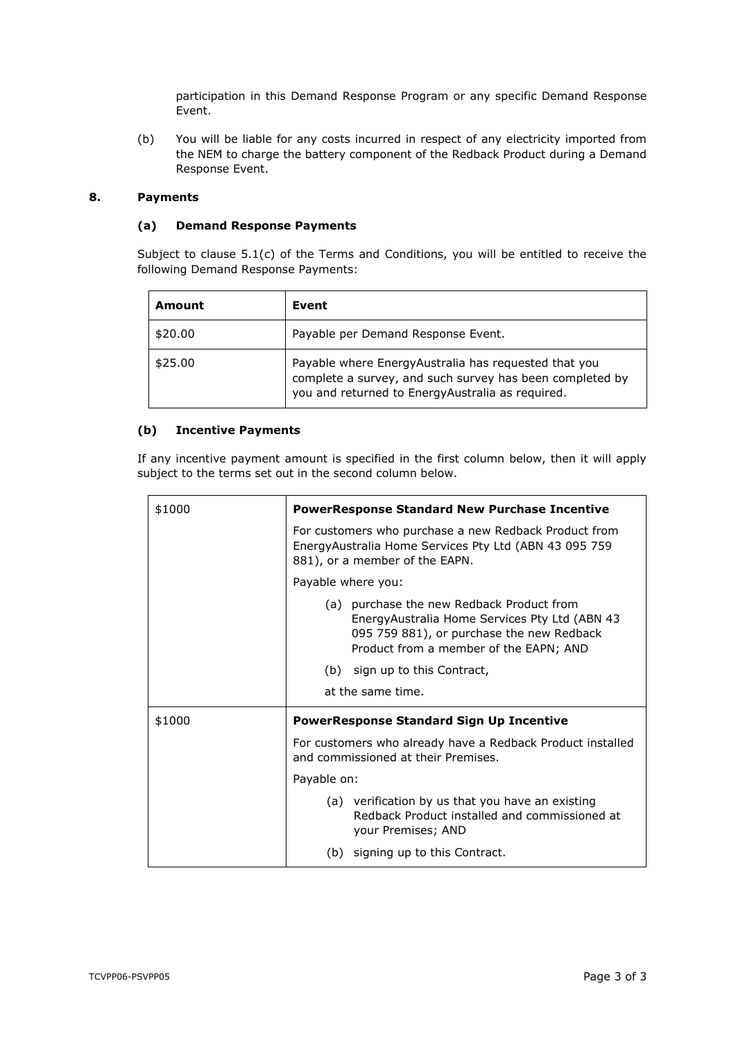participation in this Demand Response Program or any specific Demand Response Event.

(b) You will be liable for any costs incurred in respect of any electricity imported from the NEM to charge the battery component of the Redback Product during a Demand Response Event.

## 8. Payments

### (a) Demand Response Payments

Subject to clause 5.1(c) of the Terms and Conditions, you will be entitled to receive the following Demand Response Payments:

| Amount | Event |
|---|---|
| $20.00 | Payable per Demand Response Event. |
| $25.00 | Payable where EnergyAustralia has requested that you complete a survey, and such survey has been completed by you and returned to EnergyAustralia as required. |

### (b) Incentive Payments

If any incentive payment amount is specified in the first column below, then it will apply subject to the terms set out in the second column below.

| | |
|---|---|
| $1000 | **PowerResponse Standard New Purchase Incentive**<br><br>For customers who purchase a new Redback Product from EnergyAustralia Home Services Pty Ltd (ABN 43 095 759 881), or a member of the EAPN.<br><br>Payable where you:<br><br>(a) purchase the new Redback Product from EnergyAustralia Home Services Pty Ltd (ABN 43 095 759 881), or purchase the new Redback Product from a member of the EAPN; AND<br><br>(b) sign up to this Contract,<br><br>at the same time. |
| $1000 | **PowerResponse Standard Sign Up Incentive**<br><br>For customers who already have a Redback Product installed and commissioned at their Premises.<br><br>Payable on:<br><br>(a) verification by us that you have an existing Redback Product installed and commissioned at your Premises; AND<br><br>(b) signing up to this Contract. |

TCVPP06-PSVPP05